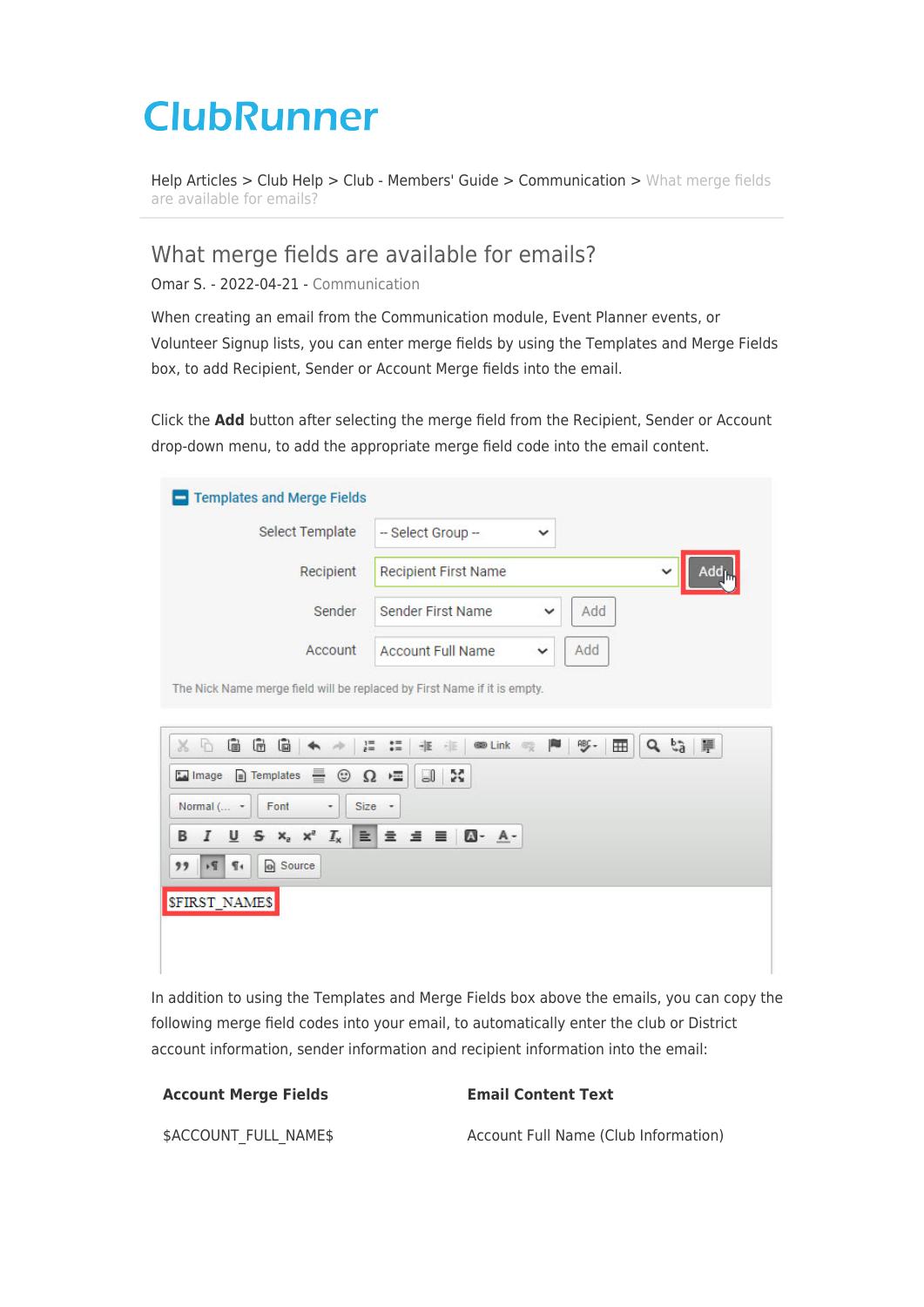ClubRunner

Help Articles > Club Help > Club - Members' Guide > Communication > What merge fields are available for emails?

# What merge fields are available for emails?

Omar S. - 2022-04-21 - Communication

When creating an email from the Communication module, Event Planner events, or Volunteer Signup lists, you can enter merge fields by using the Templates and Merge Fields box, to add Recipient, Sender or Account Merge fields into the email.

Click the **Add** button after selecting the merge field from the Recipient, Sender or Account drop-down menu, to add the appropriate merge field code into the email content.

In addition to using the Templates and Merge Fields box above the emails, you can copy the following merge field codes into your email, to automatically enter the club or District account information, sender information and recipient information into the email:

| Account Merge Fields | Email Content Text |
|---|---|
| $ACCOUNT_FULL_NAME$ | Account Full Name (Club Information) |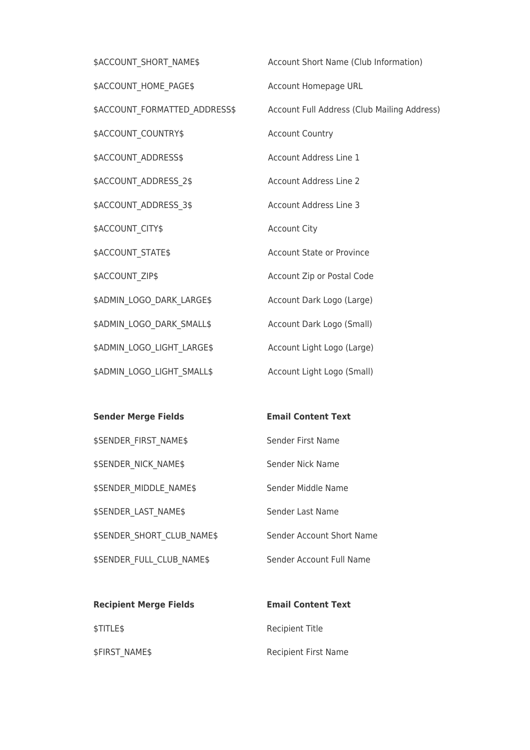| | |
|---|---|
| $ACCOUNT_SHORT_NAME$ | Account Short Name (Club Information) |
| $ACCOUNT_HOME_PAGE$ | Account Homepage URL |
| $ACCOUNT_FORMATTED_ADDRESS$ | Account Full Address (Club Mailing Address) |
| $ACCOUNT_COUNTRY$ | Account Country |
| $ACCOUNT_ADDRESS$ | Account Address Line 1 |
| $ACCOUNT_ADDRESS_2$ | Account Address Line 2 |
| $ACCOUNT_ADDRESS_3$ | Account Address Line 3 |
| $ACCOUNT_CITY$ | Account City |
| $ACCOUNT_STATE$ | Account State or Province |
| $ACCOUNT_ZIP$ | Account Zip or Postal Code |
| $ADMIN_LOGO_DARK_LARGE$ | Account Dark Logo (Large) |
| $ADMIN_LOGO_DARK_SMALL$ | Account Dark Logo (Small) |
| $ADMIN_LOGO_LIGHT_LARGE$ | Account Light Logo (Large) |
| $ADMIN_LOGO_LIGHT_SMALL$ | Account Light Logo (Small) |

| **Sender Merge Fields** | **Email Content Text** |
|---|---|
| $SENDER_FIRST_NAME$ | Sender First Name |
| $SENDER_NICK_NAME$ | Sender Nick Name |
| $SENDER_MIDDLE_NAME$ | Sender Middle Name |
| $SENDER_LAST_NAME$ | Sender Last Name |
| $SENDER_SHORT_CLUB_NAME$ | Sender Account Short Name |
| $SENDER_FULL_CLUB_NAME$ | Sender Account Full Name |

| **Recipient Merge Fields** | **Email Content Text** |
|---|---|
| $TITLE$ | Recipient Title |
| $FIRST_NAME$ | Recipient First Name |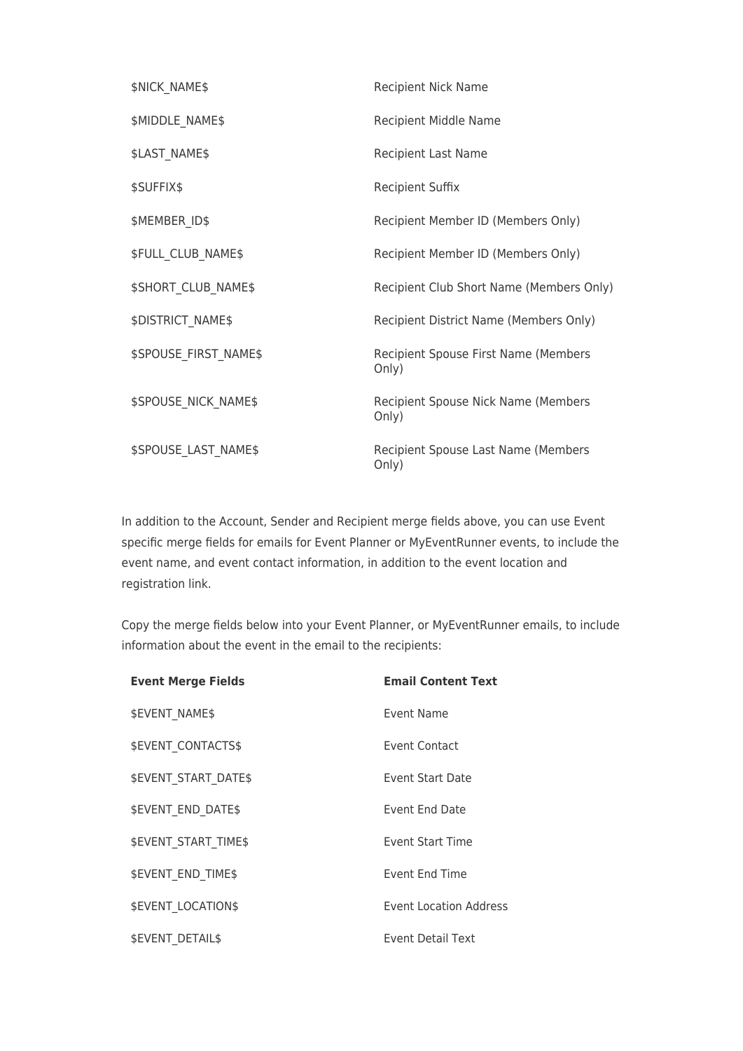| | |
|---|---|
| $NICK_NAME$ | Recipient Nick Name |
| $MIDDLE_NAME$ | Recipient Middle Name |
| $LAST_NAME$ | Recipient Last Name |
| $SUFFIX$ | Recipient Suffix |
| $MEMBER_ID$ | Recipient Member ID (Members Only) |
| $FULL_CLUB_NAME$ | Recipient Member ID (Members Only) |
| $SHORT_CLUB_NAME$ | Recipient Club Short Name (Members Only) |
| $DISTRICT_NAME$ | Recipient District Name (Members Only) |
| $SPOUSE_FIRST_NAME$ | Recipient Spouse First Name (Members Only) |
| $SPOUSE_NICK_NAME$ | Recipient Spouse Nick Name (Members Only) |
| $SPOUSE_LAST_NAME$ | Recipient Spouse Last Name (Members Only) |

In addition to the Account, Sender and Recipient merge fields above, you can use Event specific merge fields for emails for Event Planner or MyEventRunner events, to include the event name, and event contact information, in addition to the event location and registration link.

Copy the merge fields below into your Event Planner, or MyEventRunner emails, to include information about the event in the email to the recipients:

| **Event Merge Fields** | **Email Content Text** |
|---|---|
| $EVENT_NAME$ | Event Name |
| $EVENT_CONTACTS$ | Event Contact |
| $EVENT_START_DATE$ | Event Start Date |
| $EVENT_END_DATE$ | Event End Date |
| $EVENT_START_TIME$ | Event Start Time |
| $EVENT_END_TIME$ | Event End Time |
| $EVENT_LOCATION$ | Event Location Address |
| $EVENT_DETAIL$ | Event Detail Text |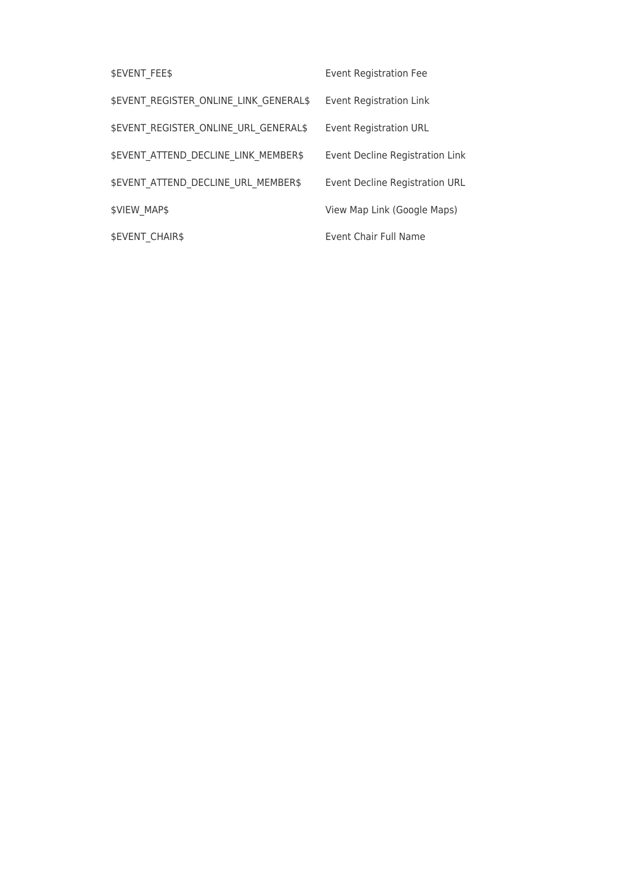| | |
|---|---|
| $EVENT_FEE$ | Event Registration Fee |
| $EVENT_REGISTER_ONLINE_LINK_GENERAL$ | Event Registration Link |
| $EVENT_REGISTER_ONLINE_URL_GENERAL$ | Event Registration URL |
| $EVENT_ATTEND_DECLINE_LINK_MEMBER$ | Event Decline Registration Link |
| $EVENT_ATTEND_DECLINE_URL_MEMBER$ | Event Decline Registration URL |
| $VIEW_MAP$ | View Map Link (Google Maps) |
| $EVENT_CHAIR$ | Event Chair Full Name |